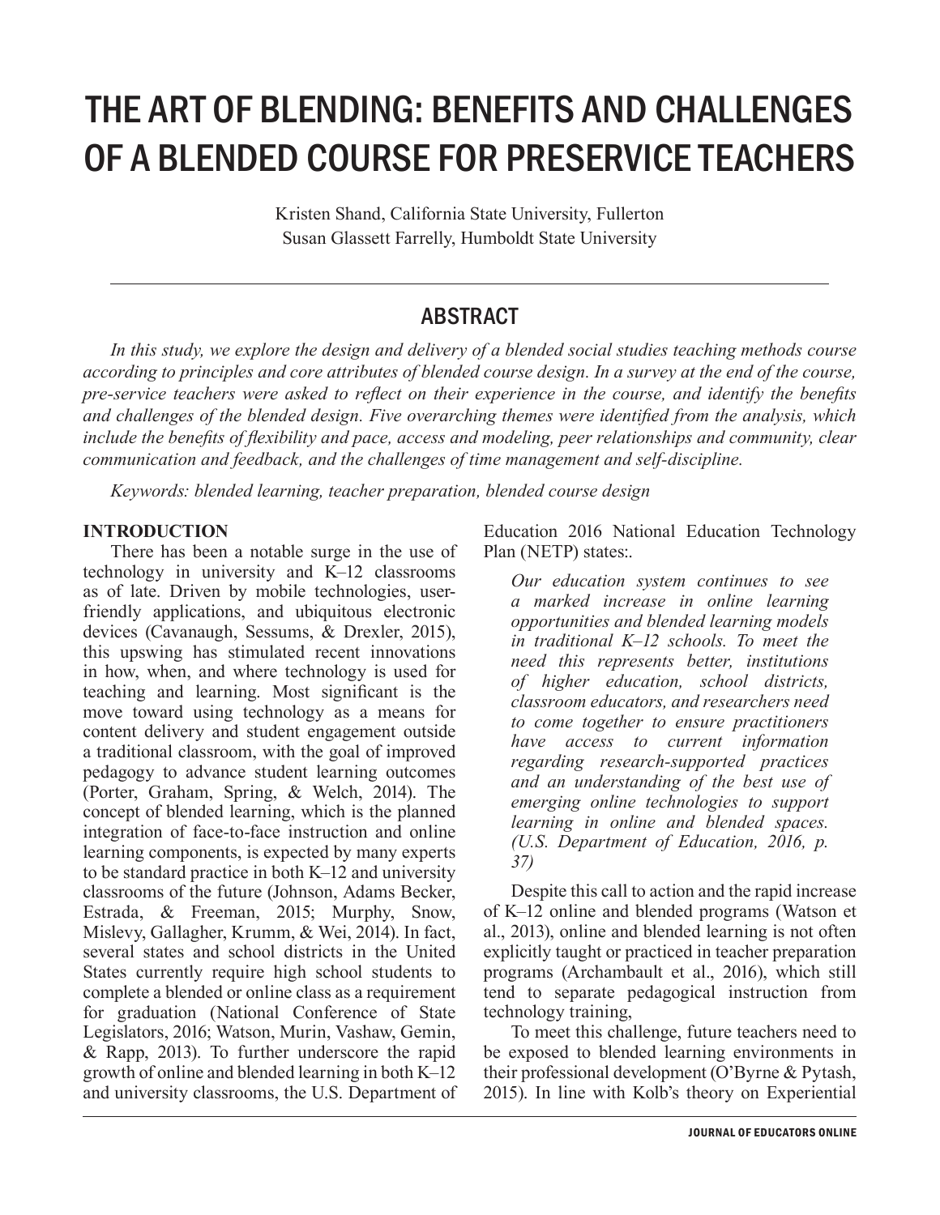# THE ART OF BLENDING: BENEFITS AND CHALLENGES OF A BLENDED COURSE FOR PRESERVICE TEACHERS

Kristen Shand, California State University, Fullerton
Susan Glassett Farrelly, Humboldt State University

## ABSTRACT

*In this study, we explore the design and delivery of a blended social studies teaching methods course according to principles and core attributes of blended course design. In a survey at the end of the course, pre-service teachers were asked to reflect on their experience in the course, and identify the benefits and challenges of the blended design. Five overarching themes were identified from the analysis, which include the benefits of flexibility and pace, access and modeling, peer relationships and community, clear communication and feedback, and the challenges of time management and self-discipline.*

*Keywords: blended learning, teacher preparation, blended course design*

## INTRODUCTION

There has been a notable surge in the use of technology in university and K–12 classrooms as of late. Driven by mobile technologies, user-friendly applications, and ubiquitous electronic devices (Cavanaugh, Sessums, & Drexler, 2015), this upswing has stimulated recent innovations in how, when, and where technology is used for teaching and learning. Most significant is the move toward using technology as a means for content delivery and student engagement outside a traditional classroom, with the goal of improved pedagogy to advance student learning outcomes (Porter, Graham, Spring, & Welch, 2014). The concept of blended learning, which is the planned integration of face-to-face instruction and online learning components, is expected by many experts to be standard practice in both K–12 and university classrooms of the future (Johnson, Adams Becker, Estrada, & Freeman, 2015; Murphy, Snow, Mislevy, Gallagher, Krumm, & Wei, 2014). In fact, several states and school districts in the United States currently require high school students to complete a blended or online class as a requirement for graduation (National Conference of State Legislators, 2016; Watson, Murin, Vashaw, Gemin, & Rapp, 2013). To further underscore the rapid growth of online and blended learning in both K–12 and university classrooms, the U.S. Department of Education 2016 National Education Technology Plan (NETP) states:.

> *Our education system continues to see a marked increase in online learning opportunities and blended learning models in traditional K–12 schools. To meet the need this represents better, institutions of higher education, school districts, classroom educators, and researchers need to come together to ensure practitioners have access to current information regarding research-supported practices and an understanding of the best use of emerging online technologies to support learning in online and blended spaces. (U.S. Department of Education, 2016, p. 37)*

Despite this call to action and the rapid increase of K–12 online and blended programs (Watson et al., 2013), online and blended learning is not often explicitly taught or practiced in teacher preparation programs (Archambault et al., 2016), which still tend to separate pedagogical instruction from technology training,

To meet this challenge, future teachers need to be exposed to blended learning environments in their professional development (O'Byrne & Pytash, 2015). In line with Kolb's theory on Experiential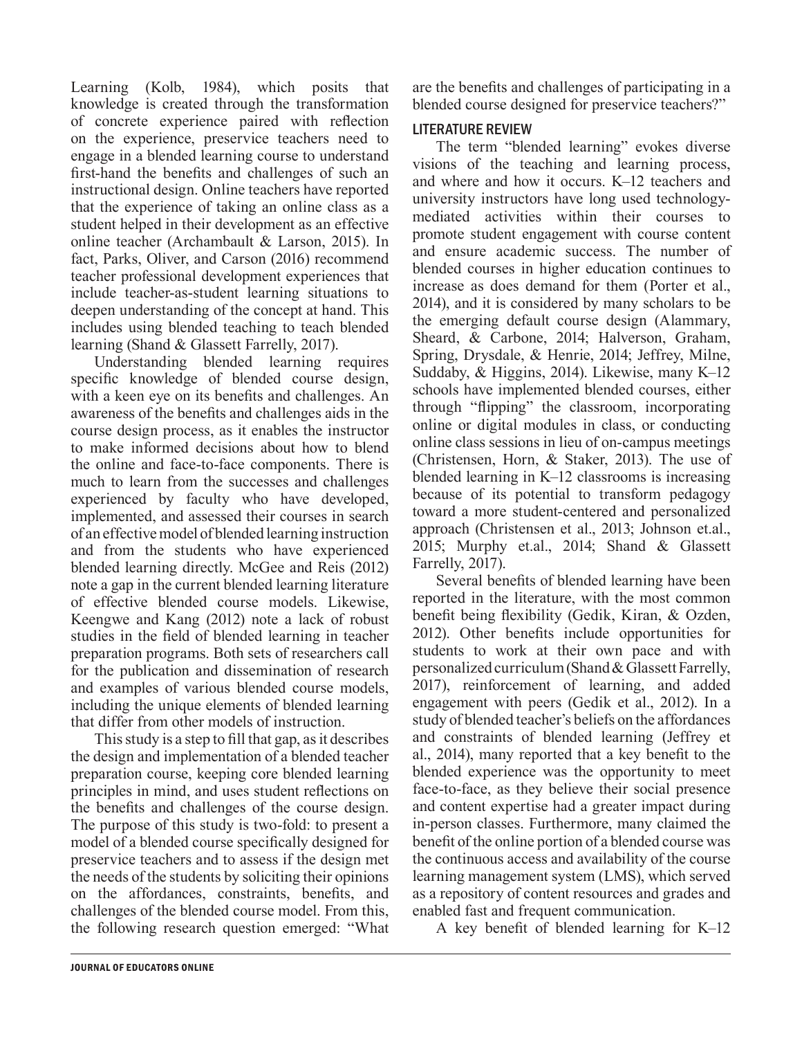Learning (Kolb, 1984), which posits that knowledge is created through the transformation of concrete experience paired with reflection on the experience, preservice teachers need to engage in a blended learning course to understand first-hand the benefits and challenges of such an instructional design. Online teachers have reported that the experience of taking an online class as a student helped in their development as an effective online teacher (Archambault & Larson, 2015). In fact, Parks, Oliver, and Carson (2016) recommend teacher professional development experiences that include teacher-as-student learning situations to deepen understanding of the concept at hand. This includes using blended teaching to teach blended learning (Shand & Glassett Farrelly, 2017).

Understanding blended learning requires specific knowledge of blended course design, with a keen eye on its benefits and challenges. An awareness of the benefits and challenges aids in the course design process, as it enables the instructor to make informed decisions about how to blend the online and face-to-face components. There is much to learn from the successes and challenges experienced by faculty who have developed, implemented, and assessed their courses in search of an effective model of blended learning instruction and from the students who have experienced blended learning directly. McGee and Reis (2012) note a gap in the current blended learning literature of effective blended course models. Likewise, Keengwe and Kang (2012) note a lack of robust studies in the field of blended learning in teacher preparation programs. Both sets of researchers call for the publication and dissemination of research and examples of various blended course models, including the unique elements of blended learning that differ from other models of instruction.

This study is a step to fill that gap, as it describes the design and implementation of a blended teacher preparation course, keeping core blended learning principles in mind, and uses student reflections on the benefits and challenges of the course design. The purpose of this study is two-fold: to present a model of a blended course specifically designed for preservice teachers and to assess if the design met the needs of the students by soliciting their opinions on the affordances, constraints, benefits, and challenges of the blended course model. From this, the following research question emerged: "What are the benefits and challenges of participating in a blended course designed for preservice teachers?"

## LITERATURE REVIEW

The term "blended learning" evokes diverse visions of the teaching and learning process, and where and how it occurs. K–12 teachers and university instructors have long used technology-mediated activities within their courses to promote student engagement with course content and ensure academic success. The number of blended courses in higher education continues to increase as does demand for them (Porter et al., 2014), and it is considered by many scholars to be the emerging default course design (Alammary, Sheard, & Carbone, 2014; Halverson, Graham, Spring, Drysdale, & Henrie, 2014; Jeffrey, Milne, Suddaby, & Higgins, 2014). Likewise, many K–12 schools have implemented blended courses, either through "flipping" the classroom, incorporating online or digital modules in class, or conducting online class sessions in lieu of on-campus meetings (Christensen, Horn, & Staker, 2013). The use of blended learning in K–12 classrooms is increasing because of its potential to transform pedagogy toward a more student-centered and personalized approach (Christensen et al., 2013; Johnson et.al., 2015; Murphy et.al., 2014; Shand & Glassett Farrelly, 2017).

Several benefits of blended learning have been reported in the literature, with the most common benefit being flexibility (Gedik, Kiran, & Ozden, 2012). Other benefits include opportunities for students to work at their own pace and with personalized curriculum (Shand & Glassett Farrelly, 2017), reinforcement of learning, and added engagement with peers (Gedik et al., 2012). In a study of blended teacher's beliefs on the affordances and constraints of blended learning (Jeffrey et al., 2014), many reported that a key benefit to the blended experience was the opportunity to meet face-to-face, as they believe their social presence and content expertise had a greater impact during in-person classes. Furthermore, many claimed the benefit of the online portion of a blended course was the continuous access and availability of the course learning management system (LMS), which served as a repository of content resources and grades and enabled fast and frequent communication.

A key benefit of blended learning for K–12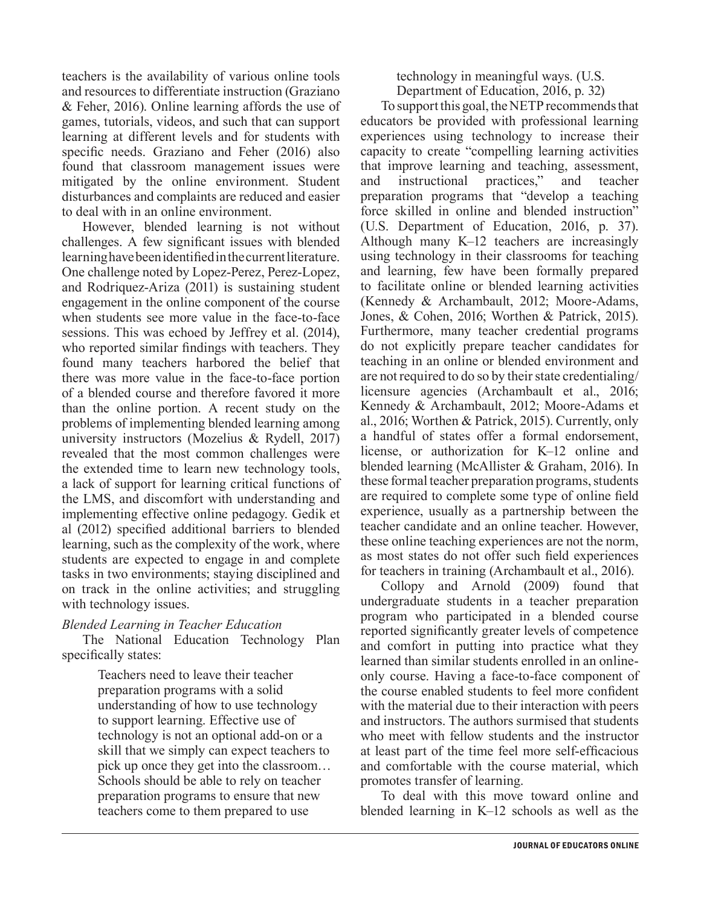teachers is the availability of various online tools and resources to differentiate instruction (Graziano & Feher, 2016). Online learning affords the use of games, tutorials, videos, and such that can support learning at different levels and for students with specific needs. Graziano and Feher (2016) also found that classroom management issues were mitigated by the online environment. Student disturbances and complaints are reduced and easier to deal with in an online environment.

However, blended learning is not without challenges. A few significant issues with blended learning have been identified in the current literature. One challenge noted by Lopez-Perez, Perez-Lopez, and Rodriquez-Ariza (2011) is sustaining student engagement in the online component of the course when students see more value in the face-to-face sessions. This was echoed by Jeffrey et al. (2014), who reported similar findings with teachers. They found many teachers harbored the belief that there was more value in the face-to-face portion of a blended course and therefore favored it more than the online portion. A recent study on the problems of implementing blended learning among university instructors (Mozelius & Rydell, 2017) revealed that the most common challenges were the extended time to learn new technology tools, a lack of support for learning critical functions of the LMS, and discomfort with understanding and implementing effective online pedagogy. Gedik et al (2012) specified additional barriers to blended learning, such as the complexity of the work, where students are expected to engage in and complete tasks in two environments; staying disciplined and on track in the online activities; and struggling with technology issues.

*Blended Learning in Teacher Education*

The National Education Technology Plan specifically states:

> Teachers need to leave their teacher preparation programs with a solid understanding of how to use technology to support learning. Effective use of technology is not an optional add-on or a skill that we simply can expect teachers to pick up once they get into the classroom… Schools should be able to rely on teacher preparation programs to ensure that new teachers come to them prepared to use technology in meaningful ways. (U.S. Department of Education, 2016, p. 32)

To support this goal, the NETP recommends that educators be provided with professional learning experiences using technology to increase their capacity to create "compelling learning activities that improve learning and teaching, assessment, and instructional practices," and teacher preparation programs that "develop a teaching force skilled in online and blended instruction" (U.S. Department of Education, 2016, p. 37). Although many K–12 teachers are increasingly using technology in their classrooms for teaching and learning, few have been formally prepared to facilitate online or blended learning activities (Kennedy & Archambault, 2012; Moore-Adams, Jones, & Cohen, 2016; Worthen & Patrick, 2015). Furthermore, many teacher credential programs do not explicitly prepare teacher candidates for teaching in an online or blended environment and are not required to do so by their state credentialing/licensure agencies (Archambault et al., 2016; Kennedy & Archambault, 2012; Moore-Adams et al., 2016; Worthen & Patrick, 2015). Currently, only a handful of states offer a formal endorsement, license, or authorization for K–12 online and blended learning (McAllister & Graham, 2016). In these formal teacher preparation programs, students are required to complete some type of online field experience, usually as a partnership between the teacher candidate and an online teacher. However, these online teaching experiences are not the norm, as most states do not offer such field experiences for teachers in training (Archambault et al., 2016).

Collopy and Arnold (2009) found that undergraduate students in a teacher preparation program who participated in a blended course reported significantly greater levels of competence and comfort in putting into practice what they learned than similar students enrolled in an online-only course. Having a face-to-face component of the course enabled students to feel more confident with the material due to their interaction with peers and instructors. The authors surmised that students who meet with fellow students and the instructor at least part of the time feel more self-efficacious and comfortable with the course material, which promotes transfer of learning.

To deal with this move toward online and blended learning in K–12 schools as well as the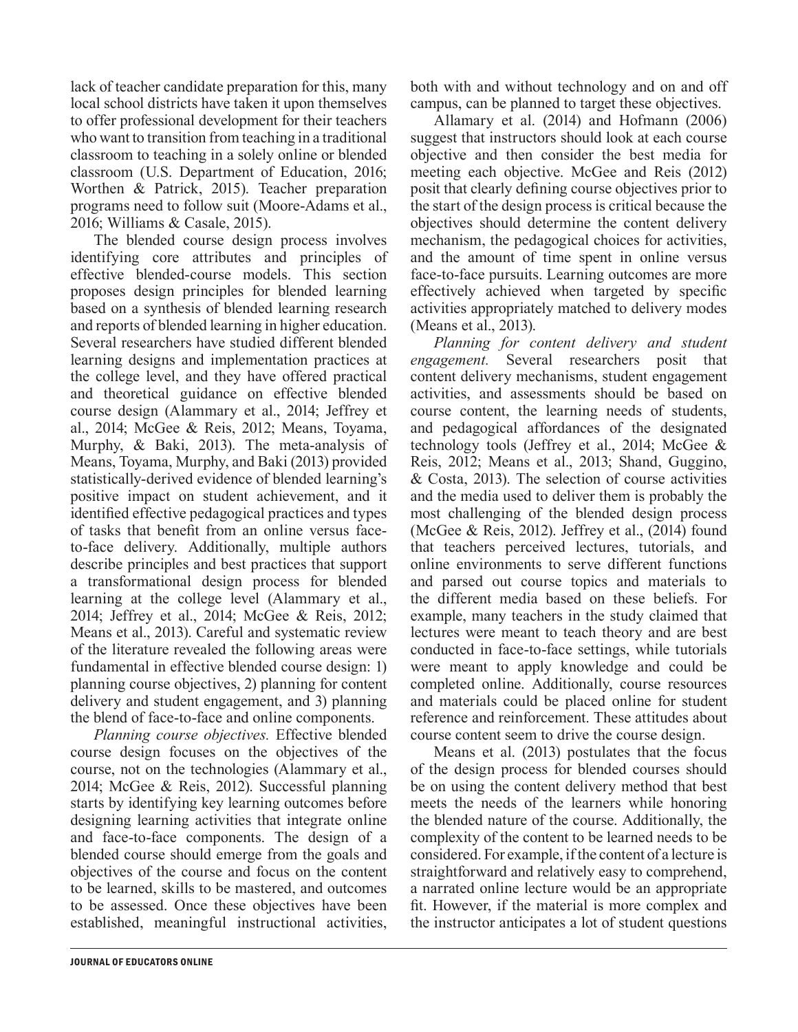lack of teacher candidate preparation for this, many local school districts have taken it upon themselves to offer professional development for their teachers who want to transition from teaching in a traditional classroom to teaching in a solely online or blended classroom (U.S. Department of Education, 2016; Worthen & Patrick, 2015). Teacher preparation programs need to follow suit (Moore-Adams et al., 2016; Williams & Casale, 2015).

The blended course design process involves identifying core attributes and principles of effective blended-course models. This section proposes design principles for blended learning based on a synthesis of blended learning research and reports of blended learning in higher education. Several researchers have studied different blended learning designs and implementation practices at the college level, and they have offered practical and theoretical guidance on effective blended course design (Alammary et al., 2014; Jeffrey et al., 2014; McGee & Reis, 2012; Means, Toyama, Murphy, & Baki, 2013). The meta-analysis of Means, Toyama, Murphy, and Baki (2013) provided statistically-derived evidence of blended learning's positive impact on student achievement, and it identified effective pedagogical practices and types of tasks that benefit from an online versus face-to-face delivery. Additionally, multiple authors describe principles and best practices that support a transformational design process for blended learning at the college level (Alammary et al., 2014; Jeffrey et al., 2014; McGee & Reis, 2012; Means et al., 2013). Careful and systematic review of the literature revealed the following areas were fundamental in effective blended course design: 1) planning course objectives, 2) planning for content delivery and student engagement, and 3) planning the blend of face-to-face and online components.

*Planning course objectives.* Effective blended course design focuses on the objectives of the course, not on the technologies (Alammary et al., 2014; McGee & Reis, 2012). Successful planning starts by identifying key learning outcomes before designing learning activities that integrate online and face-to-face components. The design of a blended course should emerge from the goals and objectives of the course and focus on the content to be learned, skills to be mastered, and outcomes to be assessed. Once these objectives have been established, meaningful instructional activities, both with and without technology and on and off campus, can be planned to target these objectives.

Allamary et al. (2014) and Hofmann (2006) suggest that instructors should look at each course objective and then consider the best media for meeting each objective. McGee and Reis (2012) posit that clearly defining course objectives prior to the start of the design process is critical because the objectives should determine the content delivery mechanism, the pedagogical choices for activities, and the amount of time spent in online versus face-to-face pursuits. Learning outcomes are more effectively achieved when targeted by specific activities appropriately matched to delivery modes (Means et al., 2013).

*Planning for content delivery and student engagement.* Several researchers posit that content delivery mechanisms, student engagement activities, and assessments should be based on course content, the learning needs of students, and pedagogical affordances of the designated technology tools (Jeffrey et al., 2014; McGee & Reis, 2012; Means et al., 2013; Shand, Guggino, & Costa, 2013). The selection of course activities and the media used to deliver them is probably the most challenging of the blended design process (McGee & Reis, 2012). Jeffrey et al., (2014) found that teachers perceived lectures, tutorials, and online environments to serve different functions and parsed out course topics and materials to the different media based on these beliefs. For example, many teachers in the study claimed that lectures were meant to teach theory and are best conducted in face-to-face settings, while tutorials were meant to apply knowledge and could be completed online. Additionally, course resources and materials could be placed online for student reference and reinforcement. These attitudes about course content seem to drive the course design.

Means et al. (2013) postulates that the focus of the design process for blended courses should be on using the content delivery method that best meets the needs of the learners while honoring the blended nature of the course. Additionally, the complexity of the content to be learned needs to be considered. For example, if the content of a lecture is straightforward and relatively easy to comprehend, a narrated online lecture would be an appropriate fit. However, if the material is more complex and the instructor anticipates a lot of student questions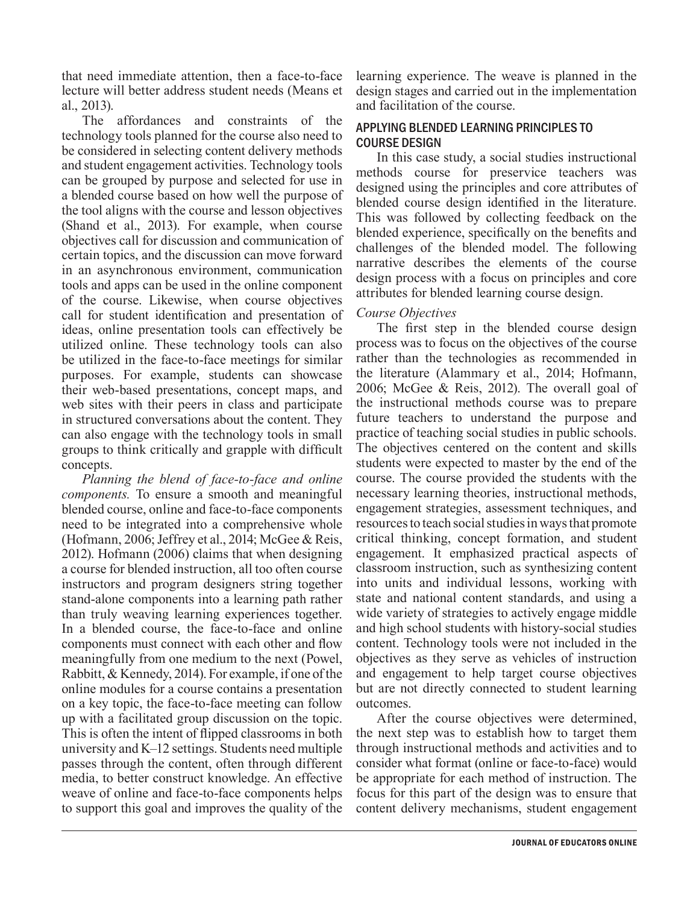that need immediate attention, then a face-to-face lecture will better address student needs (Means et al., 2013).

The affordances and constraints of the technology tools planned for the course also need to be considered in selecting content delivery methods and student engagement activities. Technology tools can be grouped by purpose and selected for use in a blended course based on how well the purpose of the tool aligns with the course and lesson objectives (Shand et al., 2013). For example, when course objectives call for discussion and communication of certain topics, and the discussion can move forward in an asynchronous environment, communication tools and apps can be used in the online component of the course. Likewise, when course objectives call for student identification and presentation of ideas, online presentation tools can effectively be utilized online. These technology tools can also be utilized in the face-to-face meetings for similar purposes. For example, students can showcase their web-based presentations, concept maps, and web sites with their peers in class and participate in structured conversations about the content. They can also engage with the technology tools in small groups to think critically and grapple with difficult concepts.

*Planning the blend of face-to-face and online components.* To ensure a smooth and meaningful blended course, online and face-to-face components need to be integrated into a comprehensive whole (Hofmann, 2006; Jeffrey et al., 2014; McGee & Reis, 2012). Hofmann (2006) claims that when designing a course for blended instruction, all too often course instructors and program designers string together stand-alone components into a learning path rather than truly weaving learning experiences together. In a blended course, the face-to-face and online components must connect with each other and flow meaningfully from one medium to the next (Powel, Rabbitt, & Kennedy, 2014). For example, if one of the online modules for a course contains a presentation on a key topic, the face-to-face meeting can follow up with a facilitated group discussion on the topic. This is often the intent of flipped classrooms in both university and K–12 settings. Students need multiple passes through the content, often through different media, to better construct knowledge. An effective weave of online and face-to-face components helps to support this goal and improves the quality of the learning experience. The weave is planned in the design stages and carried out in the implementation and facilitation of the course.

## APPLYING BLENDED LEARNING PRINCIPLES TO COURSE DESIGN

In this case study, a social studies instructional methods course for preservice teachers was designed using the principles and core attributes of blended course design identified in the literature. This was followed by collecting feedback on the blended experience, specifically on the benefits and challenges of the blended model. The following narrative describes the elements of the course design process with a focus on principles and core attributes for blended learning course design.

### *Course Objectives*

The first step in the blended course design process was to focus on the objectives of the course rather than the technologies as recommended in the literature (Alammary et al., 2014; Hofmann, 2006; McGee & Reis, 2012). The overall goal of the instructional methods course was to prepare future teachers to understand the purpose and practice of teaching social studies in public schools. The objectives centered on the content and skills students were expected to master by the end of the course. The course provided the students with the necessary learning theories, instructional methods, engagement strategies, assessment techniques, and resources to teach social studies in ways that promote critical thinking, concept formation, and student engagement. It emphasized practical aspects of classroom instruction, such as synthesizing content into units and individual lessons, working with state and national content standards, and using a wide variety of strategies to actively engage middle and high school students with history-social studies content. Technology tools were not included in the objectives as they serve as vehicles of instruction and engagement to help target course objectives but are not directly connected to student learning outcomes.

After the course objectives were determined, the next step was to establish how to target them through instructional methods and activities and to consider what format (online or face-to-face) would be appropriate for each method of instruction. The focus for this part of the design was to ensure that content delivery mechanisms, student engagement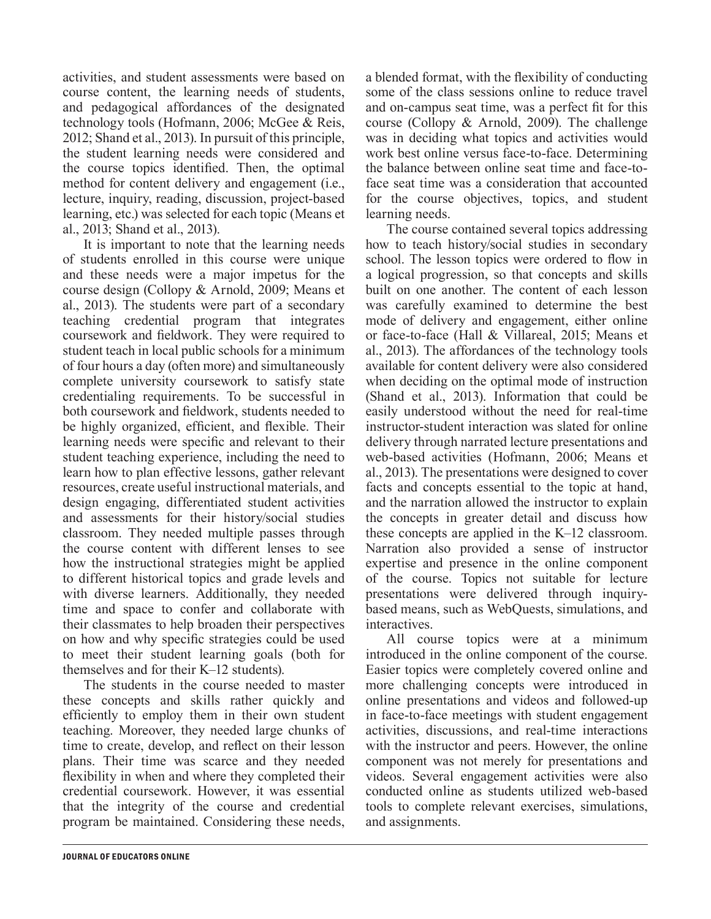activities, and student assessments were based on course content, the learning needs of students, and pedagogical affordances of the designated technology tools (Hofmann, 2006; McGee & Reis, 2012; Shand et al., 2013). In pursuit of this principle, the student learning needs were considered and the course topics identified. Then, the optimal method for content delivery and engagement (i.e., lecture, inquiry, reading, discussion, project-based learning, etc.) was selected for each topic (Means et al., 2013; Shand et al., 2013).

It is important to note that the learning needs of students enrolled in this course were unique and these needs were a major impetus for the course design (Collopy & Arnold, 2009; Means et al., 2013). The students were part of a secondary teaching credential program that integrates coursework and fieldwork. They were required to student teach in local public schools for a minimum of four hours a day (often more) and simultaneously complete university coursework to satisfy state credentialing requirements. To be successful in both coursework and fieldwork, students needed to be highly organized, efficient, and flexible. Their learning needs were specific and relevant to their student teaching experience, including the need to learn how to plan effective lessons, gather relevant resources, create useful instructional materials, and design engaging, differentiated student activities and assessments for their history/social studies classroom. They needed multiple passes through the course content with different lenses to see how the instructional strategies might be applied to different historical topics and grade levels and with diverse learners. Additionally, they needed time and space to confer and collaborate with their classmates to help broaden their perspectives on how and why specific strategies could be used to meet their student learning goals (both for themselves and for their K–12 students).

The students in the course needed to master these concepts and skills rather quickly and efficiently to employ them in their own student teaching. Moreover, they needed large chunks of time to create, develop, and reflect on their lesson plans. Their time was scarce and they needed flexibility in when and where they completed their credential coursework. However, it was essential that the integrity of the course and credential program be maintained. Considering these needs, a blended format, with the flexibility of conducting some of the class sessions online to reduce travel and on-campus seat time, was a perfect fit for this course (Collopy & Arnold, 2009). The challenge was in deciding what topics and activities would work best online versus face-to-face. Determining the balance between online seat time and face-to-face seat time was a consideration that accounted for the course objectives, topics, and student learning needs.

The course contained several topics addressing how to teach history/social studies in secondary school. The lesson topics were ordered to flow in a logical progression, so that concepts and skills built on one another. The content of each lesson was carefully examined to determine the best mode of delivery and engagement, either online or face-to-face (Hall & Villareal, 2015; Means et al., 2013). The affordances of the technology tools available for content delivery were also considered when deciding on the optimal mode of instruction (Shand et al., 2013). Information that could be easily understood without the need for real-time instructor-student interaction was slated for online delivery through narrated lecture presentations and web-based activities (Hofmann, 2006; Means et al., 2013). The presentations were designed to cover facts and concepts essential to the topic at hand, and the narration allowed the instructor to explain the concepts in greater detail and discuss how these concepts are applied in the K–12 classroom. Narration also provided a sense of instructor expertise and presence in the online component of the course. Topics not suitable for lecture presentations were delivered through inquiry-based means, such as WebQuests, simulations, and interactives.

All course topics were at a minimum introduced in the online component of the course. Easier topics were completely covered online and more challenging concepts were introduced in online presentations and videos and followed-up in face-to-face meetings with student engagement activities, discussions, and real-time interactions with the instructor and peers. However, the online component was not merely for presentations and videos. Several engagement activities were also conducted online as students utilized web-based tools to complete relevant exercises, simulations, and assignments.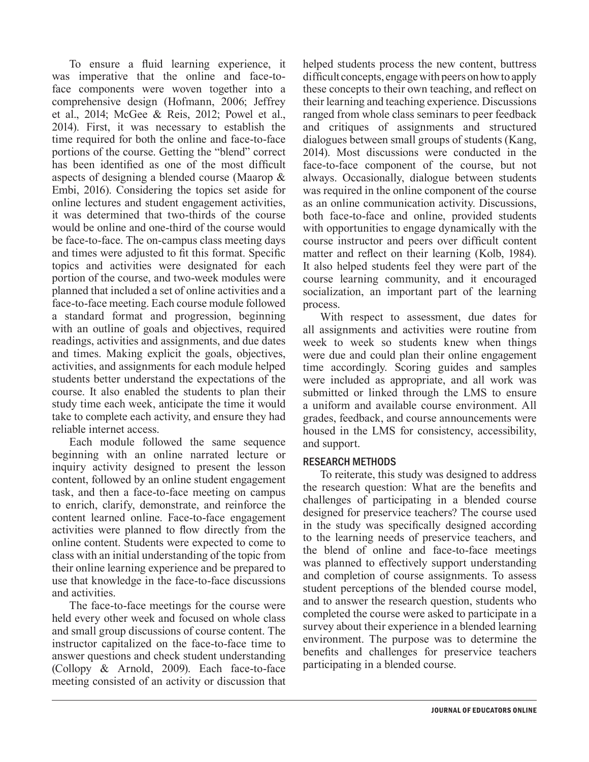To ensure a fluid learning experience, it was imperative that the online and face-to-face components were woven together into a comprehensive design (Hofmann, 2006; Jeffrey et al., 2014; McGee & Reis, 2012; Powel et al., 2014). First, it was necessary to establish the time required for both the online and face-to-face portions of the course. Getting the "blend" correct has been identified as one of the most difficult aspects of designing a blended course (Maarop & Embi, 2016). Considering the topics set aside for online lectures and student engagement activities, it was determined that two-thirds of the course would be online and one-third of the course would be face-to-face. The on-campus class meeting days and times were adjusted to fit this format. Specific topics and activities were designated for each portion of the course, and two-week modules were planned that included a set of online activities and a face-to-face meeting. Each course module followed a standard format and progression, beginning with an outline of goals and objectives, required readings, activities and assignments, and due dates and times. Making explicit the goals, objectives, activities, and assignments for each module helped students better understand the expectations of the course. It also enabled the students to plan their study time each week, anticipate the time it would take to complete each activity, and ensure they had reliable internet access.

Each module followed the same sequence beginning with an online narrated lecture or inquiry activity designed to present the lesson content, followed by an online student engagement task, and then a face-to-face meeting on campus to enrich, clarify, demonstrate, and reinforce the content learned online. Face-to-face engagement activities were planned to flow directly from the online content. Students were expected to come to class with an initial understanding of the topic from their online learning experience and be prepared to use that knowledge in the face-to-face discussions and activities.

The face-to-face meetings for the course were held every other week and focused on whole class and small group discussions of course content. The instructor capitalized on the face-to-face time to answer questions and check student understanding (Collopy & Arnold, 2009). Each face-to-face meeting consisted of an activity or discussion that helped students process the new content, buttress difficult concepts, engage with peers on how to apply these concepts to their own teaching, and reflect on their learning and teaching experience. Discussions ranged from whole class seminars to peer feedback and critiques of assignments and structured dialogues between small groups of students (Kang, 2014). Most discussions were conducted in the face-to-face component of the course, but not always. Occasionally, dialogue between students was required in the online component of the course as an online communication activity. Discussions, both face-to-face and online, provided students with opportunities to engage dynamically with the course instructor and peers over difficult content matter and reflect on their learning (Kolb, 1984). It also helped students feel they were part of the course learning community, and it encouraged socialization, an important part of the learning process.

With respect to assessment, due dates for all assignments and activities were routine from week to week so students knew when things were due and could plan their online engagement time accordingly. Scoring guides and samples were included as appropriate, and all work was submitted or linked through the LMS to ensure a uniform and available course environment. All grades, feedback, and course announcements were housed in the LMS for consistency, accessibility, and support.

## RESEARCH METHODS

To reiterate, this study was designed to address the research question: What are the benefits and challenges of participating in a blended course designed for preservice teachers? The course used in the study was specifically designed according to the learning needs of preservice teachers, and the blend of online and face-to-face meetings was planned to effectively support understanding and completion of course assignments. To assess student perceptions of the blended course model, and to answer the research question, students who completed the course were asked to participate in a survey about their experience in a blended learning environment. The purpose was to determine the benefits and challenges for preservice teachers participating in a blended course.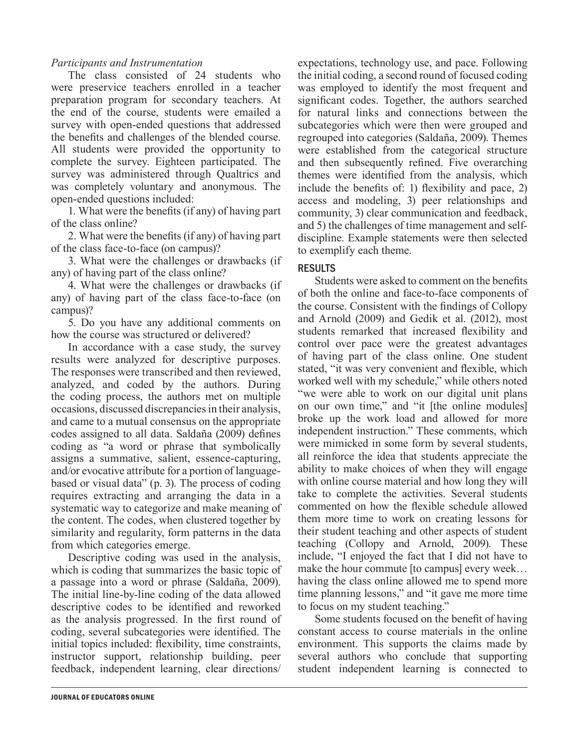### *Participants and Instrumentation*

The class consisted of 24 students who were preservice teachers enrolled in a teacher preparation program for secondary teachers. At the end of the course, students were emailed a survey with open-ended questions that addressed the benefits and challenges of the blended course. All students were provided the opportunity to complete the survey. Eighteen participated. The survey was administered through Qualtrics and was completely voluntary and anonymous. The open-ended questions included:

1. What were the benefits (if any) of having part of the class online?

2. What were the benefits (if any) of having part of the class face-to-face (on campus)?

3. What were the challenges or drawbacks (if any) of having part of the class online?

4. What were the challenges or drawbacks (if any) of having part of the class face-to-face (on campus)?

5. Do you have any additional comments on how the course was structured or delivered?

In accordance with a case study, the survey results were analyzed for descriptive purposes. The responses were transcribed and then reviewed, analyzed, and coded by the authors. During the coding process, the authors met on multiple occasions, discussed discrepancies in their analysis, and came to a mutual consensus on the appropriate codes assigned to all data. Saldaña (2009) defines coding as "a word or phrase that symbolically assigns a summative, salient, essence-capturing, and/or evocative attribute for a portion of language-based or visual data" (p. 3). The process of coding requires extracting and arranging the data in a systematic way to categorize and make meaning of the content. The codes, when clustered together by similarity and regularity, form patterns in the data from which categories emerge.

Descriptive coding was used in the analysis, which is coding that summarizes the basic topic of a passage into a word or phrase (Saldaña, 2009). The initial line-by-line coding of the data allowed descriptive codes to be identified and reworked as the analysis progressed. In the first round of coding, several subcategories were identified. The initial topics included: flexibility, time constraints, instructor support, relationship building, peer feedback, independent learning, clear directions/expectations, technology use, and pace. Following the initial coding, a second round of focused coding was employed to identify the most frequent and significant codes. Together, the authors searched for natural links and connections between the subcategories which were then were grouped and regrouped into categories (Saldaña, 2009). Themes were established from the categorical structure and then subsequently refined. Five overarching themes were identified from the analysis, which include the benefits of: 1) flexibility and pace, 2) access and modeling, 3) peer relationships and community, 3) clear communication and feedback, and 5) the challenges of time management and self-discipline. Example statements were then selected to exemplify each theme.

## RESULTS

Students were asked to comment on the benefits of both the online and face-to-face components of the course. Consistent with the findings of Collopy and Arnold (2009) and Gedik et al. (2012), most students remarked that increased flexibility and control over pace were the greatest advantages of having part of the class online. One student stated, "it was very convenient and flexible, which worked well with my schedule," while others noted "we were able to work on our digital unit plans on our own time," and "it [the online modules] broke up the work load and allowed for more independent instruction." These comments, which were mimicked in some form by several students, all reinforce the idea that students appreciate the ability to make choices of when they will engage with online course material and how long they will take to complete the activities. Several students commented on how the flexible schedule allowed them more time to work on creating lessons for their student teaching and other aspects of student teaching (Collopy and Arnold, 2009). These include, "I enjoyed the fact that I did not have to make the hour commute [to campus] every week… having the class online allowed me to spend more time planning lessons," and "it gave me more time to focus on my student teaching."

Some students focused on the benefit of having constant access to course materials in the online environment. This supports the claims made by several authors who conclude that supporting student independent learning is connected to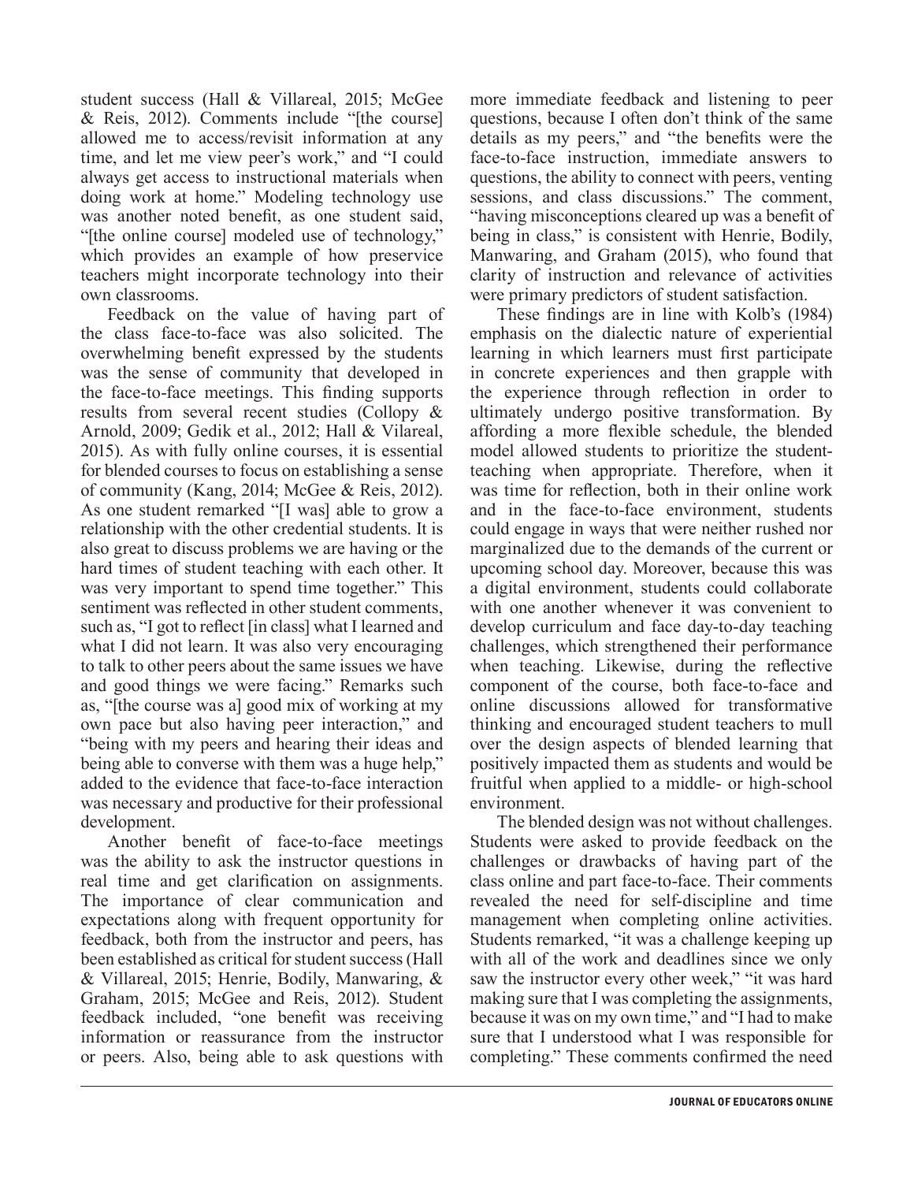student success (Hall & Villareal, 2015; McGee & Reis, 2012). Comments include "[the course] allowed me to access/revisit information at any time, and let me view peer's work," and "I could always get access to instructional materials when doing work at home." Modeling technology use was another noted benefit, as one student said, "[the online course] modeled use of technology," which provides an example of how preservice teachers might incorporate technology into their own classrooms.

Feedback on the value of having part of the class face-to-face was also solicited. The overwhelming benefit expressed by the students was the sense of community that developed in the face-to-face meetings. This finding supports results from several recent studies (Collopy & Arnold, 2009; Gedik et al., 2012; Hall & Vilareal, 2015). As with fully online courses, it is essential for blended courses to focus on establishing a sense of community (Kang, 2014; McGee & Reis, 2012). As one student remarked "[I was] able to grow a relationship with the other credential students. It is also great to discuss problems we are having or the hard times of student teaching with each other. It was very important to spend time together." This sentiment was reflected in other student comments, such as, "I got to reflect [in class] what I learned and what I did not learn. It was also very encouraging to talk to other peers about the same issues we have and good things we were facing." Remarks such as, "[the course was a] good mix of working at my own pace but also having peer interaction," and "being with my peers and hearing their ideas and being able to converse with them was a huge help," added to the evidence that face-to-face interaction was necessary and productive for their professional development.

Another benefit of face-to-face meetings was the ability to ask the instructor questions in real time and get clarification on assignments. The importance of clear communication and expectations along with frequent opportunity for feedback, both from the instructor and peers, has been established as critical for student success (Hall & Villareal, 2015; Henrie, Bodily, Manwaring, & Graham, 2015; McGee and Reis, 2012). Student feedback included, "one benefit was receiving information or reassurance from the instructor or peers. Also, being able to ask questions with more immediate feedback and listening to peer questions, because I often don't think of the same details as my peers," and "the benefits were the face-to-face instruction, immediate answers to questions, the ability to connect with peers, venting sessions, and class discussions." The comment, "having misconceptions cleared up was a benefit of being in class," is consistent with Henrie, Bodily, Manwaring, and Graham (2015), who found that clarity of instruction and relevance of activities were primary predictors of student satisfaction.

These findings are in line with Kolb's (1984) emphasis on the dialectic nature of experiential learning in which learners must first participate in concrete experiences and then grapple with the experience through reflection in order to ultimately undergo positive transformation. By affording a more flexible schedule, the blended model allowed students to prioritize the student-teaching when appropriate. Therefore, when it was time for reflection, both in their online work and in the face-to-face environment, students could engage in ways that were neither rushed nor marginalized due to the demands of the current or upcoming school day. Moreover, because this was a digital environment, students could collaborate with one another whenever it was convenient to develop curriculum and face day-to-day teaching challenges, which strengthened their performance when teaching. Likewise, during the reflective component of the course, both face-to-face and online discussions allowed for transformative thinking and encouraged student teachers to mull over the design aspects of blended learning that positively impacted them as students and would be fruitful when applied to a middle- or high-school environment.

The blended design was not without challenges. Students were asked to provide feedback on the challenges or drawbacks of having part of the class online and part face-to-face. Their comments revealed the need for self-discipline and time management when completing online activities. Students remarked, "it was a challenge keeping up with all of the work and deadlines since we only saw the instructor every other week," "it was hard making sure that I was completing the assignments, because it was on my own time," and "I had to make sure that I understood what I was responsible for completing." These comments confirmed the need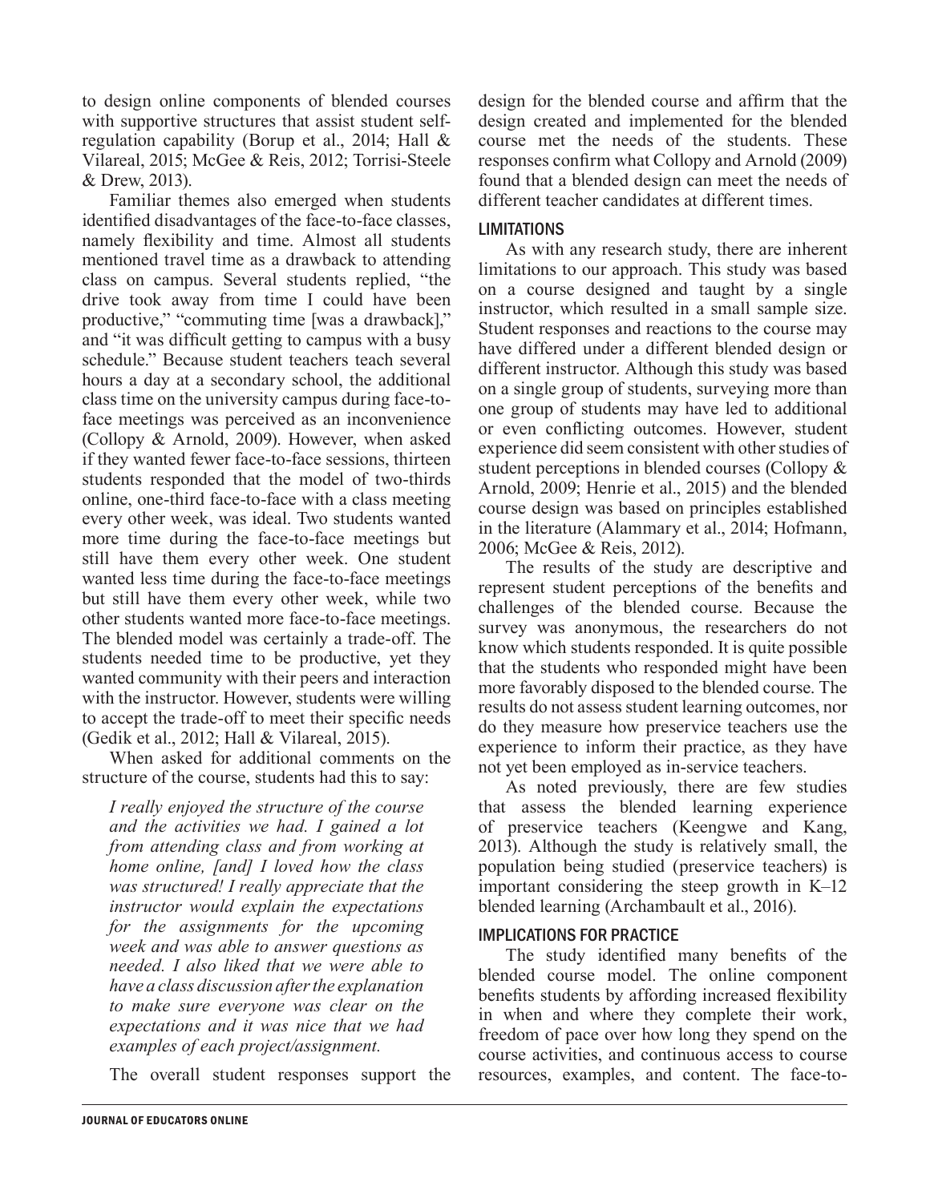to design online components of blended courses with supportive structures that assist student self-regulation capability (Borup et al., 2014; Hall & Vilareal, 2015; McGee & Reis, 2012; Torrisi-Steele & Drew, 2013).

Familiar themes also emerged when students identified disadvantages of the face-to-face classes, namely flexibility and time. Almost all students mentioned travel time as a drawback to attending class on campus. Several students replied, "the drive took away from time I could have been productive," "commuting time [was a drawback]," and "it was difficult getting to campus with a busy schedule." Because student teachers teach several hours a day at a secondary school, the additional class time on the university campus during face-to-face meetings was perceived as an inconvenience (Collopy & Arnold, 2009). However, when asked if they wanted fewer face-to-face sessions, thirteen students responded that the model of two-thirds online, one-third face-to-face with a class meeting every other week, was ideal. Two students wanted more time during the face-to-face meetings but still have them every other week. One student wanted less time during the face-to-face meetings but still have them every other week, while two other students wanted more face-to-face meetings. The blended model was certainly a trade-off. The students needed time to be productive, yet they wanted community with their peers and interaction with the instructor. However, students were willing to accept the trade-off to meet their specific needs (Gedik et al., 2012; Hall & Vilareal, 2015).

When asked for additional comments on the structure of the course, students had this to say:

> *I really enjoyed the structure of the course and the activities we had. I gained a lot from attending class and from working at home online, [and] I loved how the class was structured! I really appreciate that the instructor would explain the expectations for the assignments for the upcoming week and was able to answer questions as needed. I also liked that we were able to have a class discussion after the explanation to make sure everyone was clear on the expectations and it was nice that we had examples of each project/assignment.*

The overall student responses support the design for the blended course and affirm that the design created and implemented for the blended course met the needs of the students. These responses confirm what Collopy and Arnold (2009) found that a blended design can meet the needs of different teacher candidates at different times.

## LIMITATIONS

As with any research study, there are inherent limitations to our approach. This study was based on a course designed and taught by a single instructor, which resulted in a small sample size. Student responses and reactions to the course may have differed under a different blended design or different instructor. Although this study was based on a single group of students, surveying more than one group of students may have led to additional or even conflicting outcomes. However, student experience did seem consistent with other studies of student perceptions in blended courses (Collopy & Arnold, 2009; Henrie et al., 2015) and the blended course design was based on principles established in the literature (Alammary et al., 2014; Hofmann, 2006; McGee & Reis, 2012).

The results of the study are descriptive and represent student perceptions of the benefits and challenges of the blended course. Because the survey was anonymous, the researchers do not know which students responded. It is quite possible that the students who responded might have been more favorably disposed to the blended course. The results do not assess student learning outcomes, nor do they measure how preservice teachers use the experience to inform their practice, as they have not yet been employed as in-service teachers.

As noted previously, there are few studies that assess the blended learning experience of preservice teachers (Keengwe and Kang, 2013). Although the study is relatively small, the population being studied (preservice teachers) is important considering the steep growth in K–12 blended learning (Archambault et al., 2016).

## IMPLICATIONS FOR PRACTICE

The study identified many benefits of the blended course model. The online component benefits students by affording increased flexibility in when and where they complete their work, freedom of pace over how long they spend on the course activities, and continuous access to course resources, examples, and content. The face-to-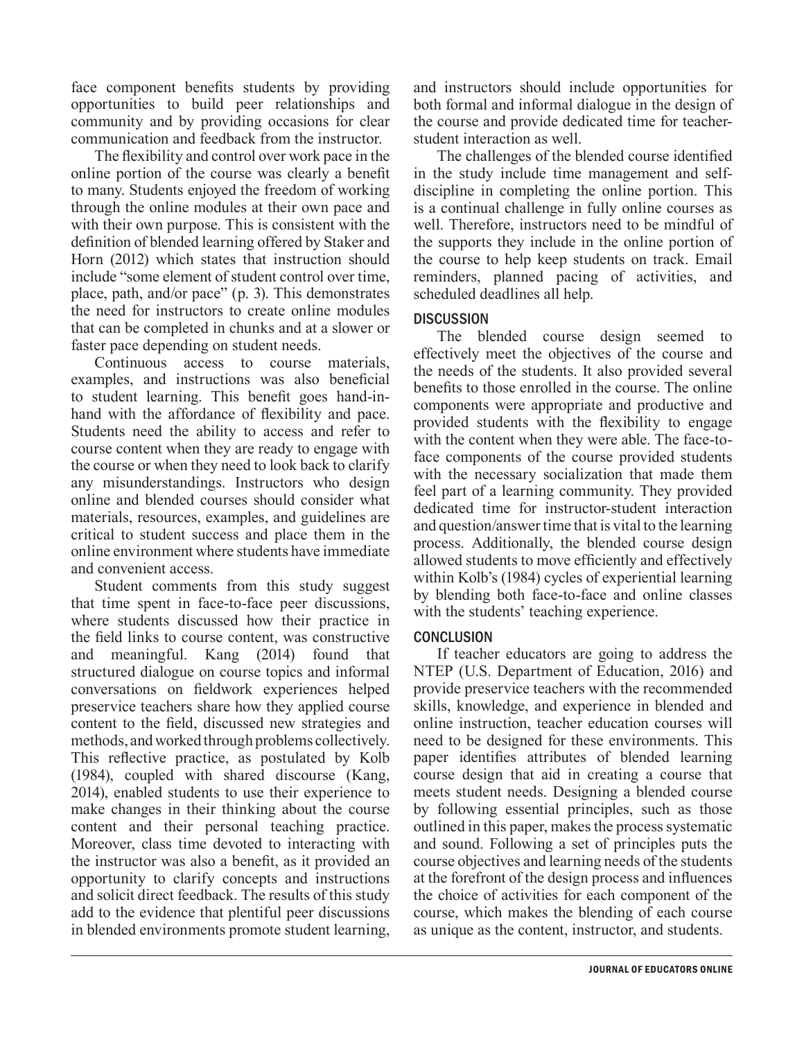face component benefits students by providing opportunities to build peer relationships and community and by providing occasions for clear communication and feedback from the instructor.

The flexibility and control over work pace in the online portion of the course was clearly a benefit to many. Students enjoyed the freedom of working through the online modules at their own pace and with their own purpose. This is consistent with the definition of blended learning offered by Staker and Horn (2012) which states that instruction should include "some element of student control over time, place, path, and/or pace" (p. 3). This demonstrates the need for instructors to create online modules that can be completed in chunks and at a slower or faster pace depending on student needs.

Continuous access to course materials, examples, and instructions was also beneficial to student learning. This benefit goes hand-in-hand with the affordance of flexibility and pace. Students need the ability to access and refer to course content when they are ready to engage with the course or when they need to look back to clarify any misunderstandings. Instructors who design online and blended courses should consider what materials, resources, examples, and guidelines are critical to student success and place them in the online environment where students have immediate and convenient access.

Student comments from this study suggest that time spent in face-to-face peer discussions, where students discussed how their practice in the field links to course content, was constructive and meaningful. Kang (2014) found that structured dialogue on course topics and informal conversations on fieldwork experiences helped preservice teachers share how they applied course content to the field, discussed new strategies and methods, and worked through problems collectively. This reflective practice, as postulated by Kolb (1984), coupled with shared discourse (Kang, 2014), enabled students to use their experience to make changes in their thinking about the course content and their personal teaching practice. Moreover, class time devoted to interacting with the instructor was also a benefit, as it provided an opportunity to clarify concepts and instructions and solicit direct feedback. The results of this study add to the evidence that plentiful peer discussions in blended environments promote student learning, and instructors should include opportunities for both formal and informal dialogue in the design of the course and provide dedicated time for teacher-student interaction as well.

The challenges of the blended course identified in the study include time management and self-discipline in completing the online portion. This is a continual challenge in fully online courses as well. Therefore, instructors need to be mindful of the supports they include in the online portion of the course to help keep students on track. Email reminders, planned pacing of activities, and scheduled deadlines all help.

## DISCUSSION

The blended course design seemed to effectively meet the objectives of the course and the needs of the students. It also provided several benefits to those enrolled in the course. The online components were appropriate and productive and provided students with the flexibility to engage with the content when they were able. The face-to-face components of the course provided students with the necessary socialization that made them feel part of a learning community. They provided dedicated time for instructor-student interaction and question/answer time that is vital to the learning process. Additionally, the blended course design allowed students to move efficiently and effectively within Kolb's (1984) cycles of experiential learning by blending both face-to-face and online classes with the students' teaching experience.

## CONCLUSION

If teacher educators are going to address the NTEP (U.S. Department of Education, 2016) and provide preservice teachers with the recommended skills, knowledge, and experience in blended and online instruction, teacher education courses will need to be designed for these environments. This paper identifies attributes of blended learning course design that aid in creating a course that meets student needs. Designing a blended course by following essential principles, such as those outlined in this paper, makes the process systematic and sound. Following a set of principles puts the course objectives and learning needs of the students at the forefront of the design process and influences the choice of activities for each component of the course, which makes the blending of each course as unique as the content, instructor, and students.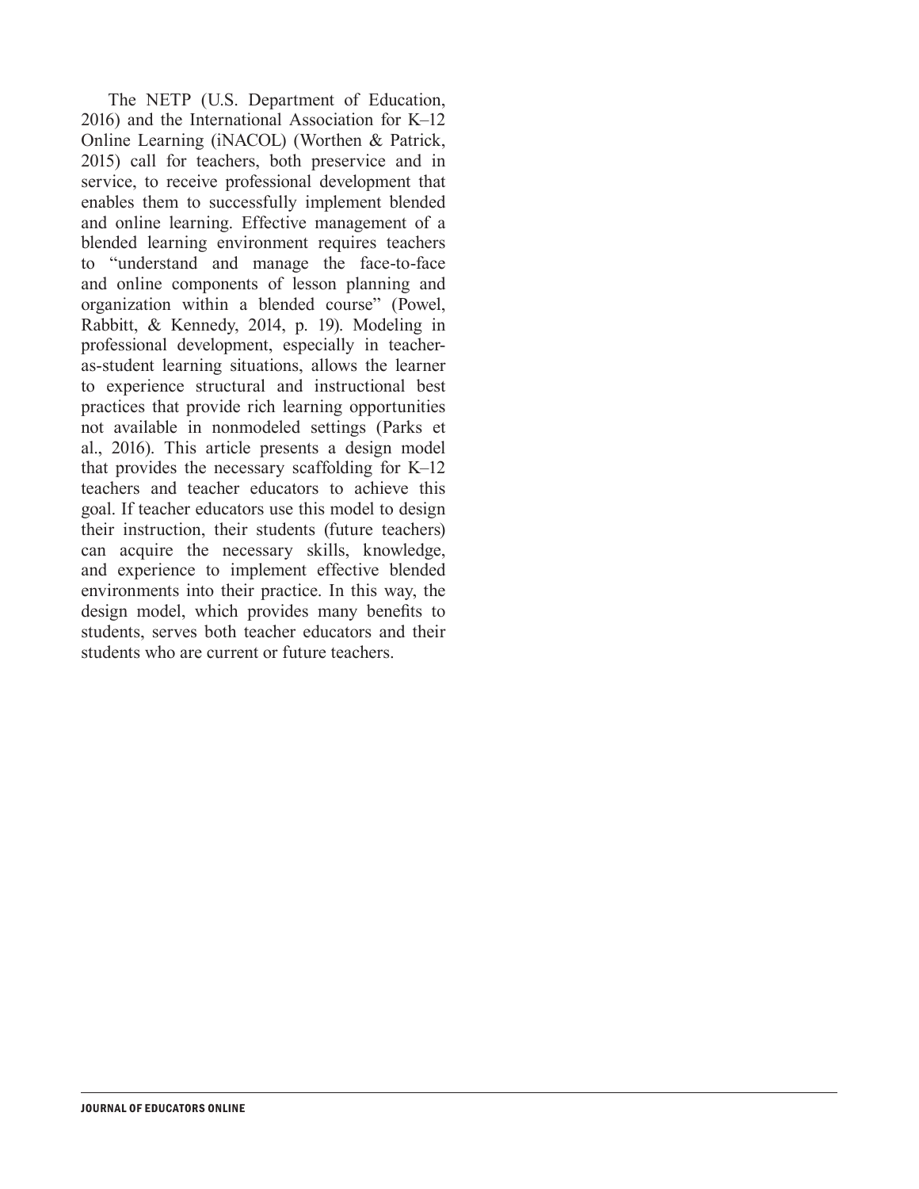The NETP (U.S. Department of Education, 2016) and the International Association for K–12 Online Learning (iNACOL) (Worthen & Patrick, 2015) call for teachers, both preservice and in service, to receive professional development that enables them to successfully implement blended and online learning. Effective management of a blended learning environment requires teachers to "understand and manage the face-to-face and online components of lesson planning and organization within a blended course" (Powel, Rabbitt, & Kennedy, 2014, p. 19). Modeling in professional development, especially in teacher-as-student learning situations, allows the learner to experience structural and instructional best practices that provide rich learning opportunities not available in nonmodeled settings (Parks et al., 2016). This article presents a design model that provides the necessary scaffolding for K–12 teachers and teacher educators to achieve this goal. If teacher educators use this model to design their instruction, their students (future teachers) can acquire the necessary skills, knowledge, and experience to implement effective blended environments into their practice. In this way, the design model, which provides many benefits to students, serves both teacher educators and their students who are current or future teachers.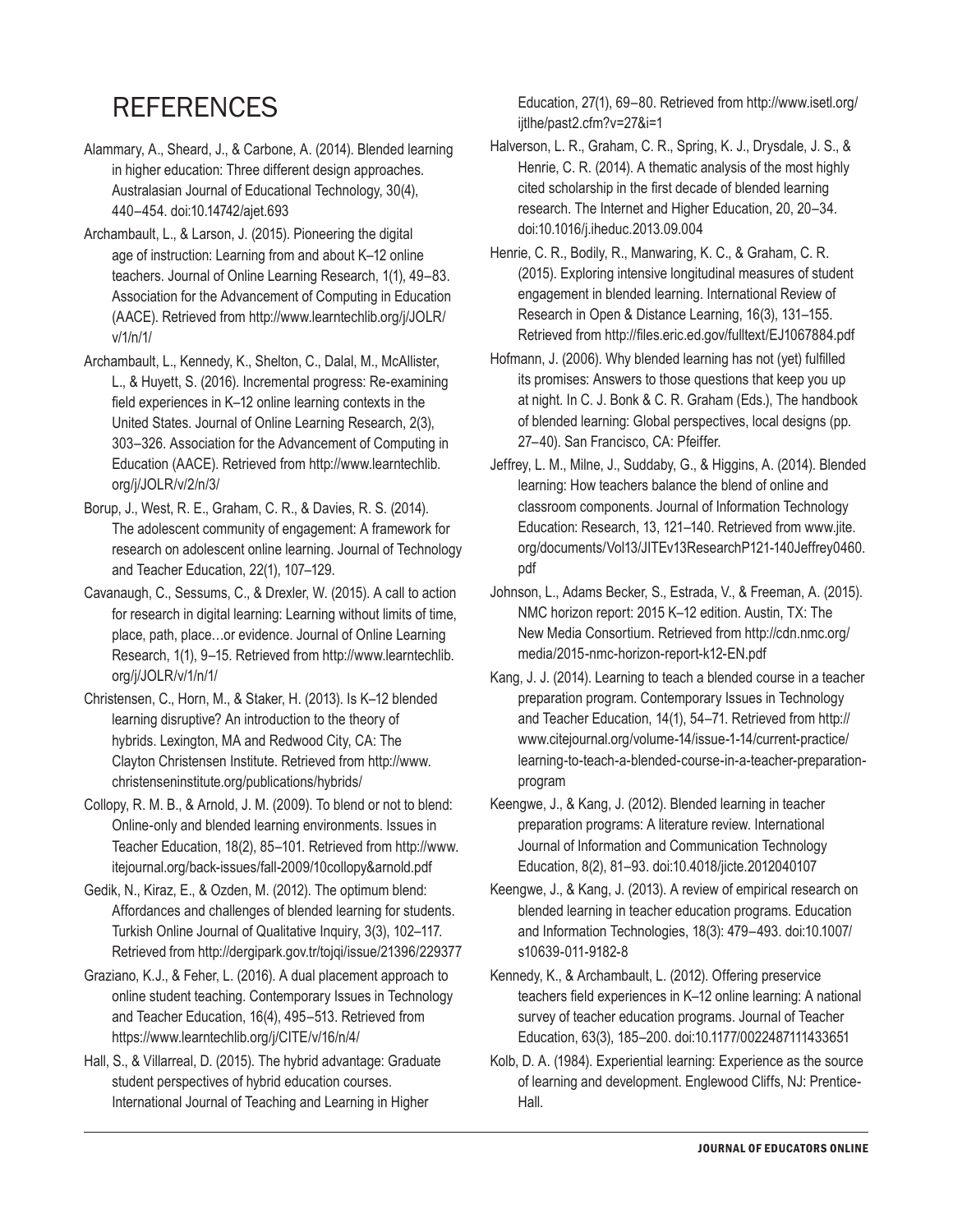# REFERENCES

Alammary, A., Sheard, J., & Carbone, A. (2014). Blended learning in higher education: Three different design approaches. Australasian Journal of Educational Technology, 30(4), 440–454. doi:10.14742/ajet.693

Archambault, L., & Larson, J. (2015). Pioneering the digital age of instruction: Learning from and about K–12 online teachers. Journal of Online Learning Research, 1(1), 49–83. Association for the Advancement of Computing in Education (AACE). Retrieved from http://www.learntechlib.org/j/JOLR/v/1/n/1/

Archambault, L., Kennedy, K., Shelton, C., Dalal, M., McAllister, L., & Huyett, S. (2016). Incremental progress: Re-examining field experiences in K–12 online learning contexts in the United States. Journal of Online Learning Research, 2(3), 303–326. Association for the Advancement of Computing in Education (AACE). Retrieved from http://www.learntechlib.org/j/JOLR/v/2/n/3/

Borup, J., West, R. E., Graham, C. R., & Davies, R. S. (2014). The adolescent community of engagement: A framework for research on adolescent online learning. Journal of Technology and Teacher Education, 22(1), 107–129.

Cavanaugh, C., Sessums, C., & Drexler, W. (2015). A call to action for research in digital learning: Learning without limits of time, place, path, place…or evidence. Journal of Online Learning Research, 1(1), 9–15. Retrieved from http://www.learntechlib.org/j/JOLR/v/1/n/1/

Christensen, C., Horn, M., & Staker, H. (2013). Is K–12 blended learning disruptive? An introduction to the theory of hybrids. Lexington, MA and Redwood City, CA: The Clayton Christensen Institute. Retrieved from http://www.christenseninstitute.org/publications/hybrids/

Collopy, R. M. B., & Arnold, J. M. (2009). To blend or not to blend: Online-only and blended learning environments. Issues in Teacher Education, 18(2), 85–101. Retrieved from http://www.itejournal.org/back-issues/fall-2009/10collopy&arnold.pdf

Gedik, N., Kiraz, E., & Ozden, M. (2012). The optimum blend: Affordances and challenges of blended learning for students. Turkish Online Journal of Qualitative Inquiry, 3(3), 102–117. Retrieved from http://dergipark.gov.tr/tojqi/issue/21396/229377

Graziano, K.J., & Feher, L. (2016). A dual placement approach to online student teaching. Contemporary Issues in Technology and Teacher Education, 16(4), 495–513. Retrieved from https://www.learntechlib.org/j/CITE/v/16/n/4/

Hall, S., & Villarreal, D. (2015). The hybrid advantage: Graduate student perspectives of hybrid education courses. International Journal of Teaching and Learning in Higher Education, 27(1), 69–80. Retrieved from http://www.isetl.org/ijtlhe/past2.cfm?v=27&i=1

Halverson, L. R., Graham, C. R., Spring, K. J., Drysdale, J. S., & Henrie, C. R. (2014). A thematic analysis of the most highly cited scholarship in the first decade of blended learning research. The Internet and Higher Education, 20, 20–34. doi:10.1016/j.iheduc.2013.09.004

Henrie, C. R., Bodily, R., Manwaring, K. C., & Graham, C. R. (2015). Exploring intensive longitudinal measures of student engagement in blended learning. International Review of Research in Open & Distance Learning, 16(3), 131–155. Retrieved from http://files.eric.ed.gov/fulltext/EJ1067884.pdf

Hofmann, J. (2006). Why blended learning has not (yet) fulfilled its promises: Answers to those questions that keep you up at night. In C. J. Bonk & C. R. Graham (Eds.), The handbook of blended learning: Global perspectives, local designs (pp. 27–40). San Francisco, CA: Pfeiffer.

Jeffrey, L. M., Milne, J., Suddaby, G., & Higgins, A. (2014). Blended learning: How teachers balance the blend of online and classroom components. Journal of Information Technology Education: Research, 13, 121–140. Retrieved from www.jite.org/documents/Vol13/JITEv13ResearchP121-140Jeffrey0460.pdf

Johnson, L., Adams Becker, S., Estrada, V., & Freeman, A. (2015). NMC horizon report: 2015 K–12 edition. Austin, TX: The New Media Consortium. Retrieved from http://cdn.nmc.org/media/2015-nmc-horizon-report-k12-EN.pdf

Kang, J. J. (2014). Learning to teach a blended course in a teacher preparation program. Contemporary Issues in Technology and Teacher Education, 14(1), 54–71. Retrieved from http://www.citejournal.org/volume-14/issue-1-14/current-practice/learning-to-teach-a-blended-course-in-a-teacher-preparation-program

Keengwe, J., & Kang, J. (2012). Blended learning in teacher preparation programs: A literature review. International Journal of Information and Communication Technology Education, 8(2), 81–93. doi:10.4018/jicte.2012040107

Keengwe, J., & Kang, J. (2013). A review of empirical research on blended learning in teacher education programs. Education and Information Technologies, 18(3): 479–493. doi:10.1007/s10639-011-9182-8

Kennedy, K., & Archambault, L. (2012). Offering preservice teachers field experiences in K–12 online learning: A national survey of teacher education programs. Journal of Teacher Education, 63(3), 185–200. doi:10.1177/0022487111433651

Kolb, D. A. (1984). Experiential learning: Experience as the source of learning and development. Englewood Cliffs, NJ: Prentice-Hall.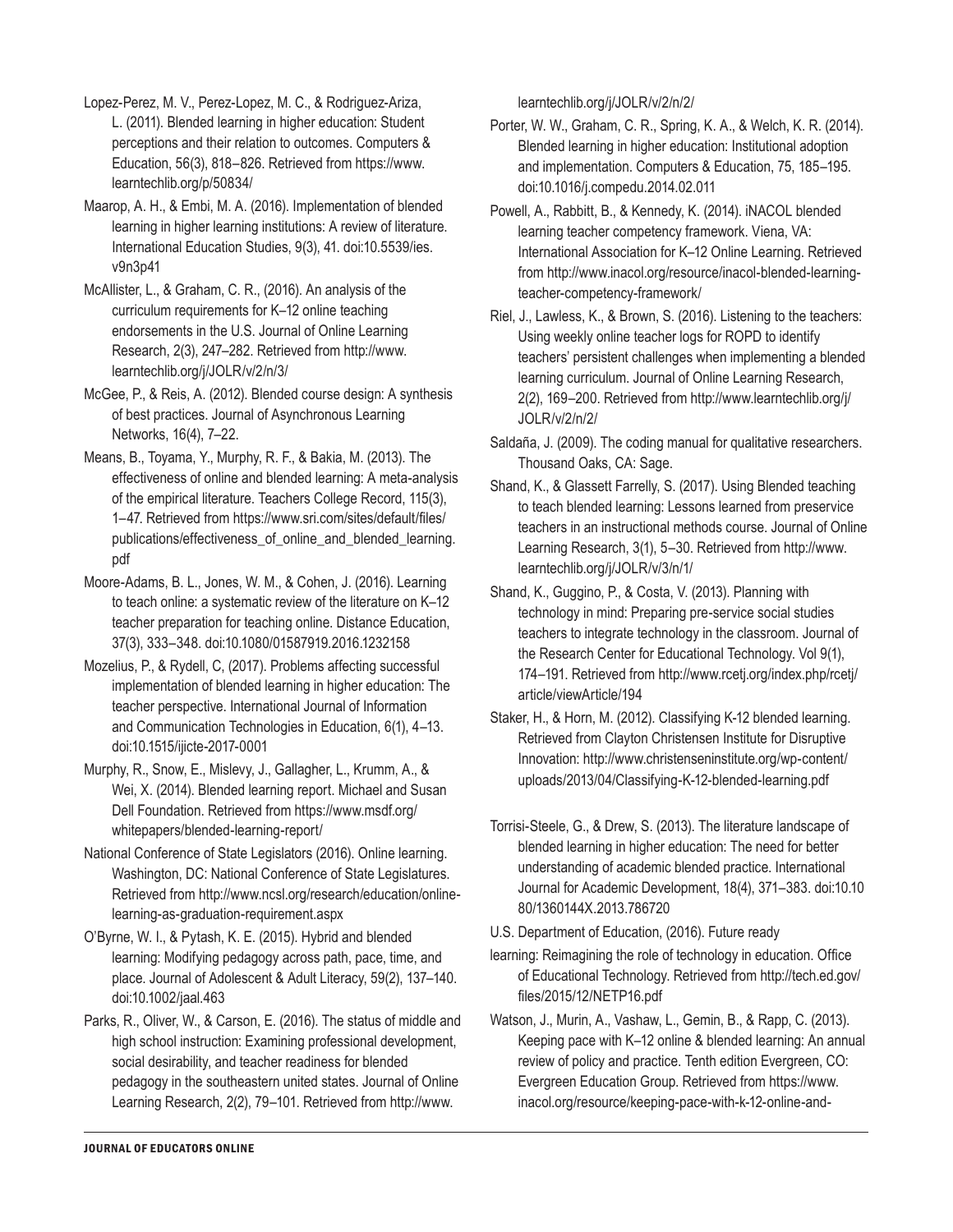Lopez-Perez, M. V., Perez-Lopez, M. C., & Rodriguez-Ariza, L. (2011). Blended learning in higher education: Student perceptions and their relation to outcomes. Computers & Education, 56(3), 818–826. Retrieved from https://www.learntechlib.org/p/50834/

Maarop, A. H., & Embi, M. A. (2016). Implementation of blended learning in higher learning institutions: A review of literature. International Education Studies, 9(3), 41. doi:10.5539/ies.v9n3p41

McAllister, L., & Graham, C. R., (2016). An analysis of the curriculum requirements for K–12 online teaching endorsements in the U.S. Journal of Online Learning Research, 2(3), 247–282. Retrieved from http://www.learntechlib.org/j/JOLR/v/2/n/3/

McGee, P., & Reis, A. (2012). Blended course design: A synthesis of best practices. Journal of Asynchronous Learning Networks, 16(4), 7–22.

Means, B., Toyama, Y., Murphy, R. F., & Bakia, M. (2013). The effectiveness of online and blended learning: A meta-analysis of the empirical literature. Teachers College Record, 115(3), 1–47. Retrieved from https://www.sri.com/sites/default/files/publications/effectiveness_of_online_and_blended_learning.pdf

Moore-Adams, B. L., Jones, W. M., & Cohen, J. (2016). Learning to teach online: a systematic review of the literature on K–12 teacher preparation for teaching online. Distance Education, 37(3), 333–348. doi:10.1080/01587919.2016.1232158

Mozelius, P., & Rydell, C, (2017). Problems affecting successful implementation of blended learning in higher education: The teacher perspective. International Journal of Information and Communication Technologies in Education, 6(1), 4–13. doi:10.1515/ijicte-2017-0001

Murphy, R., Snow, E., Mislevy, J., Gallagher, L., Krumm, A., & Wei, X. (2014). Blended learning report. Michael and Susan Dell Foundation. Retrieved from https://www.msdf.org/whitepapers/blended-learning-report/

National Conference of State Legislators (2016). Online learning. Washington, DC: National Conference of State Legislatures. Retrieved from http://www.ncsl.org/research/education/online-learning-as-graduation-requirement.aspx

O'Byrne, W. I., & Pytash, K. E. (2015). Hybrid and blended learning: Modifying pedagogy across path, pace, time, and place. Journal of Adolescent & Adult Literacy, 59(2), 137–140. doi:10.1002/jaal.463

Parks, R., Oliver, W., & Carson, E. (2016). The status of middle and high school instruction: Examining professional development, social desirability, and teacher readiness for blended pedagogy in the southeastern united states. Journal of Online Learning Research, 2(2), 79–101. Retrieved from http://www.learntechlib.org/j/JOLR/v/2/n/2/

Porter, W. W., Graham, C. R., Spring, K. A., & Welch, K. R. (2014). Blended learning in higher education: Institutional adoption and implementation. Computers & Education, 75, 185–195. doi:10.1016/j.compedu.2014.02.011

Powell, A., Rabbitt, B., & Kennedy, K. (2014). iNACOL blended learning teacher competency framework. Viena, VA: International Association for K–12 Online Learning. Retrieved from http://www.inacol.org/resource/inacol-blended-learning-teacher-competency-framework/

Riel, J., Lawless, K., & Brown, S. (2016). Listening to the teachers: Using weekly online teacher logs for ROPD to identify teachers' persistent challenges when implementing a blended learning curriculum. Journal of Online Learning Research, 2(2), 169–200. Retrieved from http://www.learntechlib.org/j/JOLR/v/2/n/2/

Saldaña, J. (2009). The coding manual for qualitative researchers. Thousand Oaks, CA: Sage.

Shand, K., & Glassett Farrelly, S. (2017). Using Blended teaching to teach blended learning: Lessons learned from preservice teachers in an instructional methods course. Journal of Online Learning Research, 3(1), 5–30. Retrieved from http://www.learntechlib.org/j/JOLR/v/3/n/1/

Shand, K., Guggino, P., & Costa, V. (2013). Planning with technology in mind: Preparing pre-service social studies teachers to integrate technology in the classroom. Journal of the Research Center for Educational Technology. Vol 9(1), 174–191. Retrieved from http://www.rcetj.org/index.php/rcetj/article/viewArticle/194

Staker, H., & Horn, M. (2012). Classifying K-12 blended learning. Retrieved from Clayton Christensen Institute for Disruptive Innovation: http://www.christenseninstitute.org/wp-content/uploads/2013/04/Classifying-K-12-blended-learning.pdf

Torrisi-Steele, G., & Drew, S. (2013). The literature landscape of blended learning in higher education: The need for better understanding of academic blended practice. International Journal for Academic Development, 18(4), 371–383. doi:10.1080/1360144X.2013.786720

U.S. Department of Education, (2016). Future ready learning: Reimagining the role of technology in education. Office of Educational Technology. Retrieved from http://tech.ed.gov/files/2015/12/NETP16.pdf

Watson, J., Murin, A., Vashaw, L., Gemin, B., & Rapp, C. (2013). Keeping pace with K–12 online & blended learning: An annual review of policy and practice. Tenth edition Evergreen, CO: Evergreen Education Group. Retrieved from https://www.inacol.org/resource/keeping-pace-with-k-12-online-and-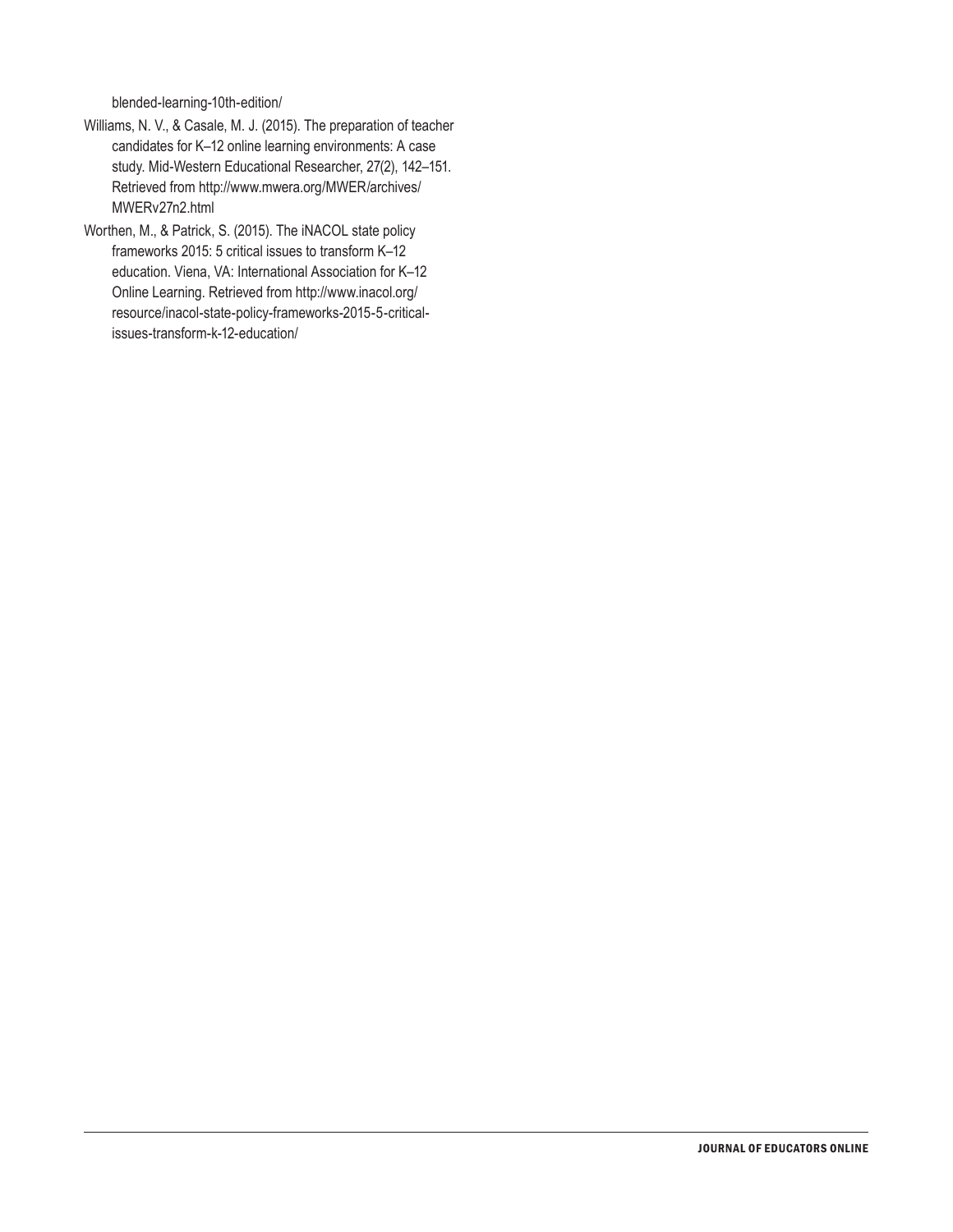blended-learning-10th-edition/

Williams, N. V., & Casale, M. J. (2015). The preparation of teacher candidates for K–12 online learning environments: A case study. Mid-Western Educational Researcher, 27(2), 142–151. Retrieved from http://www.mwera.org/MWER/archives/MWERv27n2.html

Worthen, M., & Patrick, S. (2015). The iNACOL state policy frameworks 2015: 5 critical issues to transform K–12 education. Viena, VA: International Association for K–12 Online Learning. Retrieved from http://www.inacol.org/resource/inacol-state-policy-frameworks-2015-5-critical-issues-transform-k-12-education/